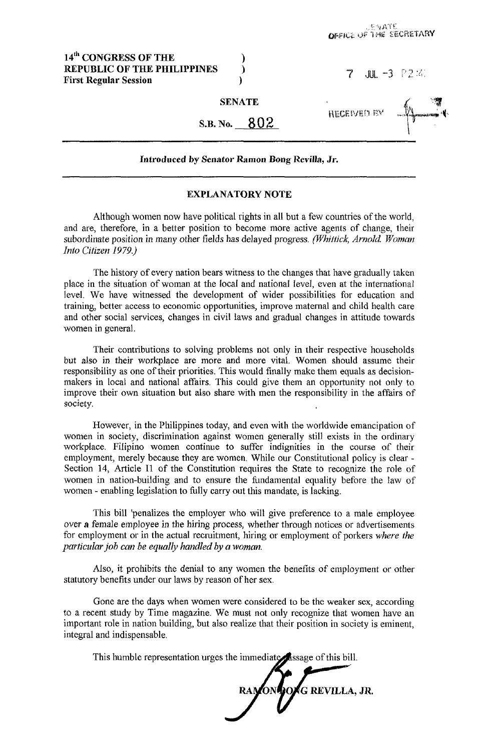SENATE
OFFICE OF THE SECRETARY

**14th CONGRESS OF THE REPUBLIC OF THE PHILIPPINES**
**First Regular Session**

7 JUL -3 P2:4

**SENATE**

RECEIVED BY

**S.B. No. 802**

---

**Introduced by Senator Ramon Bong Revilla, Jr.**

---

## EXPLANATORY NOTE

Although women now have political rights in all but a few countries of the world, and are, therefore, in a better position to become more active agents of change, their subordinate position in many other fields has delayed progress. *(Whittick, Arnold. Woman Into Citizen 1979.)*

The history of every nation bears witness to the changes that have gradually taken place in the situation of woman at the local and national level, even at the international level. We have witnessed the development of wider possibilities for education and training, better access to economic opportunities, improve maternal and child health care and other social services, changes in civil laws and gradual changes in attitude towards women in general.

Their contributions to solving problems not only in their respective households but also in their workplace are more and more vital. Women should assume their responsibility as one of their priorities. This would finally make them equals as decision-makers in local and national affairs. This could give them an opportunity not only to improve their own situation but also share with men the responsibility in the affairs of society.

However, in the Philippines today, and even with the worldwide emancipation of women in society, discrimination against women generally still exists in the ordinary workplace. Filipino women continue to suffer indignities in the course of their employment, merely because they are women. While our Constitutional policy is clear - Section 14, Article II of the Constitution requires the State to recognize the role of women in nation-building and to ensure the fundamental equality before the law of women - enabling legislation to fully carry out this mandate, is lacking.

This bill 'penalizes the employer who will give preference to a male employee over a female employee in the hiring process, whether through notices or advertisements for employment or in the actual recruitment, hiring or employment of porkers *where the particular job can be equally handled by a woman.*

Also, it prohibits the denial to any women the benefits of employment or other statutory benefits under our laws by reason of her sex.

Gone are the days when women were considered to be the weaker sex, according to a recent study by Time magazine. We must not only recognize that women have an important role in nation building, but also realize that their position in society is eminent, integral and indispensable.

This humble representation urges the immediate passage of this bill.

RAMON BONG REVILLA, JR.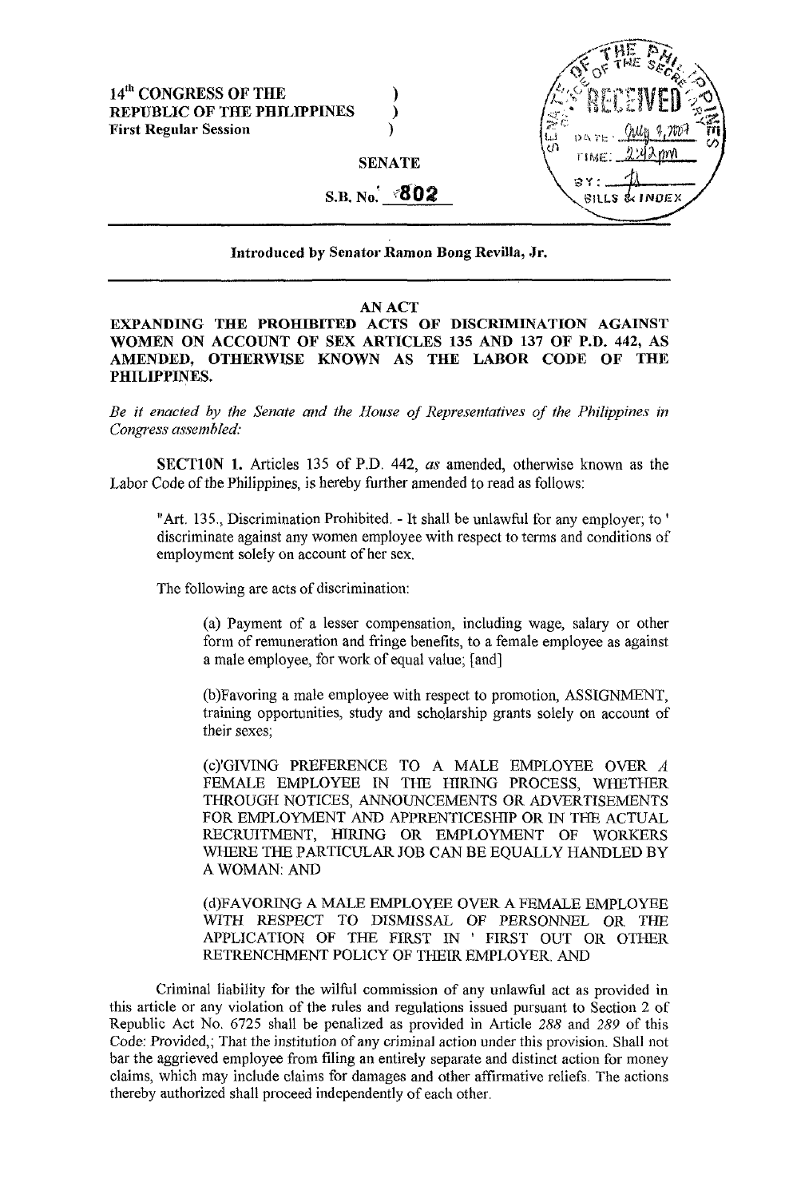14[th] CONGRESS OF THE )
REPUBLIC OF THE PHILIPPINES )
First Regular Session )

SENATE

S.B. No. 802

Introduced by Senator Ramon Bong Revilla, Jr.

---

AN ACT

**EXPANDING THE PROHIBITED ACTS OF DISCRIMINATION AGAINST WOMEN ON ACCOUNT OF SEX ARTICLES 135 AND 137 OF P.D. 442, AS AMENDED, OTHERWISE KNOWN AS THE LABOR CODE OF THE PHILIPPINES.**

*Be it enacted by the Senate and the House of Representatives of the Philippines in Congress assembled:*

**SECTION 1.** Articles 135 of P.D. 442, *as* amended, otherwise known as the Labor Code of the Philippines, is hereby further amended to read as follows:

> "Art. 135., Discrimination Prohibited. - It shall be unlawful for any employer; to ' discriminate against any women employee with respect to terms and conditions of employment solely on account of her sex.
>
> The following are acts of discrimination:
>
> (a) Payment of a lesser compensation, including wage, salary or other form of remuneration and fringe benefits, to a female employee as against a male employee, for work of equal value; [and]
>
> (b)Favoring a male employee with respect to promotion, ASSIGNMENT, training opportunities, study and scholarship grants solely on account of their sexes;
>
> (c)'GIVING PREFERENCE TO A MALE EMPLOYEE OVER *A* FEMALE EMPLOYEE IN THE HIRING PROCESS, WHETHER THROUGH NOTICES, ANNOUNCEMENTS OR ADVERTISEMENTS FOR EMPLOYMENT AND APPRENTICESHIP OR IN THE ACTUAL RECRUITMENT, HIRING OR EMPLOYMENT OF WORKERS WHERE THE PARTICULAR JOB CAN BE EQUALLY HANDLED BY A WOMAN: AND
>
> (d)FAVORING A MALE EMPLOYEE OVER A FEMALE EMPLOYEE WITH RESPECT TO DISMISSAL OF PERSONNEL OR THE APPLICATION OF THE FIRST IN ' FIRST OUT OR OTHER RETRENCHMENT POLICY OF THEIR EMPLOYER. AND

Criminal liability for the wilful commission of any unlawful act as provided in this article or any violation of the rules and regulations issued pursuant to Section 2 of Republic Act No. 6725 shall be penalized as provided in Article *288* and *289* of this Code: Provided,; That the institution of any criminal action under this provision. Shall not bar the aggrieved employee from filing an entirely separate and distinct action for money claims, which may include claims for damages and other affirmative reliefs. The actions thereby authorized shall proceed independently of each other.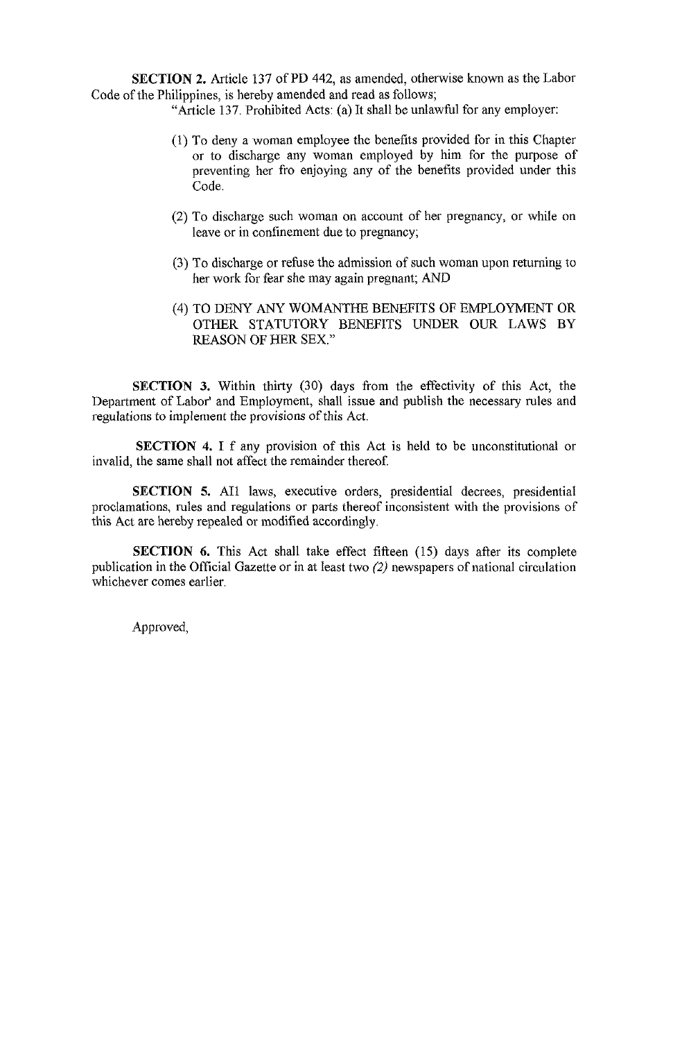**SECTION 2.** Article 137 of PD 442, as amended, otherwise known as the Labor Code of the Philippines, is hereby amended and read as follows;

"Article 137. Prohibited Acts: (a) It shall be unlawful for any employer:

(1) To deny a woman employee the benefits provided for in this Chapter or to discharge any woman employed by him for the purpose of preventing her fro enjoying any of the benefits provided under this Code.

(2) To discharge such woman on account of her pregnancy, or while on leave or in confinement due to pregnancy;

(3) To discharge or refuse the admission of such woman upon returning to her work for fear she may again pregnant; AND

(4) TO DENY ANY WOMANTHE BENEFITS OF EMPLOYMENT OR OTHER STATUTORY BENEFITS UNDER OUR LAWS BY REASON OF HER SEX."

**SECTION 3.** Within thirty (30) days from the effectivity of this Act, the Department of Labor' and Employment, shall issue and publish the necessary rules and regulations to implement the provisions of this Act.

**SECTION 4.** I f any provision of this Act is held to be unconstitutional or invalid, the same shall not affect the remainder thereof.

**SECTION 5.** AIl laws, executive orders, presidential decrees, presidential proclamations, rules and regulations or parts thereof inconsistent with the provisions of this Act are hereby repealed or modified accordingly.

**SECTION 6.** This Act shall take effect fifteen (15) days after its complete publication in the Official Gazette or in at least two *(2)* newspapers of national circulation whichever comes earlier.

Approved,